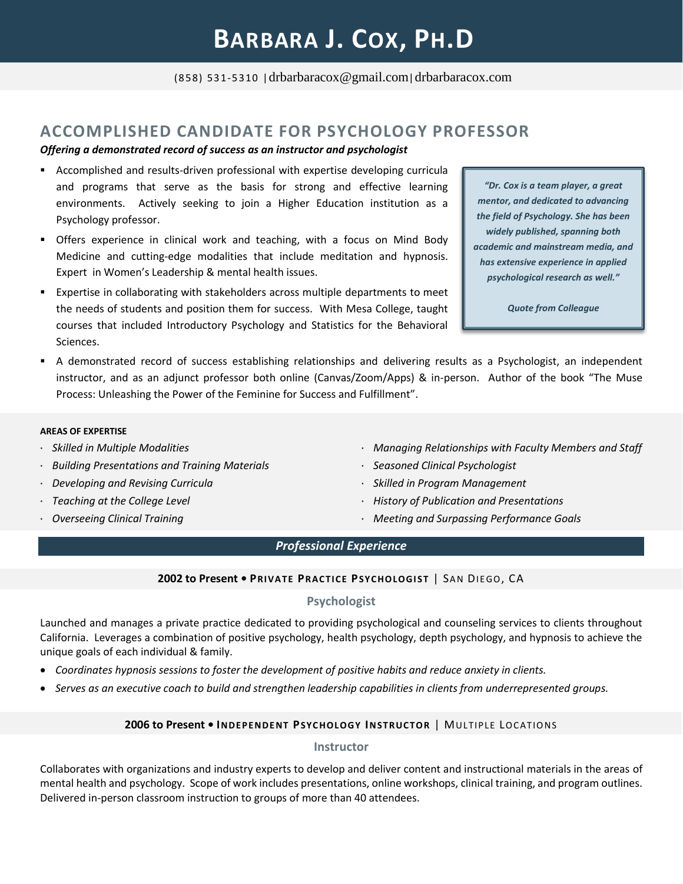# BARBARA J. COX, PH.D

(858) 531-5310 | drbarbaracox@gmail.com | drbarbaracox.com

## ACCOMPLISHED CANDIDATE FOR PSYCHOLOGY PROFESSOR

***Offering a demonstrated record of success as an instructor and psychologist***

- Accomplished and results-driven professional with expertise developing curricula and programs that serve as the basis for strong and effective learning environments. Actively seeking to join a Higher Education institution as a Psychology professor.
- Offers experience in clinical work and teaching, with a focus on Mind Body Medicine and cutting-edge modalities that include meditation and hypnosis. Expert in Women's Leadership & mental health issues.
- Expertise in collaborating with stakeholders across multiple departments to meet the needs of students and position them for success. With Mesa College, taught courses that included Introductory Psychology and Statistics for the Behavioral Sciences.
- A demonstrated record of success establishing relationships and delivering results as a Psychologist, an independent instructor, and as an adjunct professor both online (Canvas/Zoom/Apps) & in-person. Author of the book "The Muse Process: Unleashing the Power of the Feminine for Success and Fulfillment".

> ***"Dr. Cox is a team player, a great mentor, and dedicated to advancing the field of Psychology. She has been widely published, spanning both academic and mainstream media, and has extensive experience in applied psychological research as well."***
>
> ***Quote from Colleague***

**AREAS OF EXPERTISE**

- *Skilled in Multiple Modalities*
- *Building Presentations and Training Materials*
- *Developing and Revising Curricula*
- *Teaching at the College Level*
- *Overseeing Clinical Training*
- *Managing Relationships with Faculty Members and Staff*
- *Seasoned Clinical Psychologist*
- *Skilled in Program Management*
- *History of Publication and Presentations*
- *Meeting and Surpassing Performance Goals*

## *Professional Experience*

**2002 to Present • PRIVATE PRACTICE PSYCHOLOGIST** | SAN DIEGO, CA

### Psychologist

Launched and manages a private practice dedicated to providing psychological and counseling services to clients throughout California. Leverages a combination of positive psychology, health psychology, depth psychology, and hypnosis to achieve the unique goals of each individual & family.

- *Coordinates hypnosis sessions to foster the development of positive habits and reduce anxiety in clients.*
- *Serves as an executive coach to build and strengthen leadership capabilities in clients from underrepresented groups.*

**2006 to Present • INDEPENDENT PSYCHOLOGY INSTRUCTOR** | MULTIPLE LOCATIONS

### Instructor

Collaborates with organizations and industry experts to develop and deliver content and instructional materials in the areas of mental health and psychology. Scope of work includes presentations, online workshops, clinical training, and program outlines. Delivered in-person classroom instruction to groups of more than 40 attendees.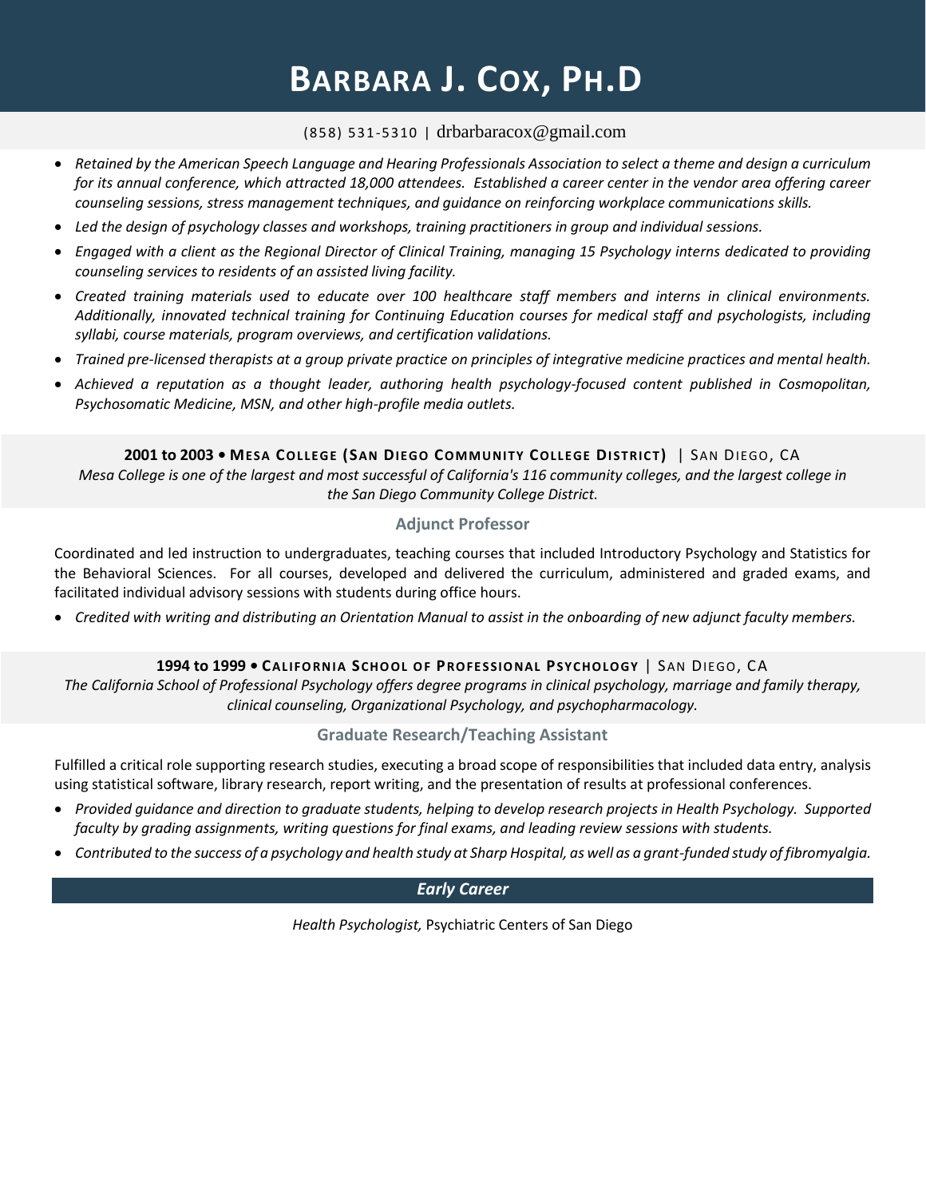# BARBARA J. COX, PH.D

(858) 531-5310 | drbarbaracox@gmail.com

- *Retained by the American Speech Language and Hearing Professionals Association to select a theme and design a curriculum for its annual conference, which attracted 18,000 attendees. Established a career center in the vendor area offering career counseling sessions, stress management techniques, and guidance on reinforcing workplace communications skills.*
- *Led the design of psychology classes and workshops, training practitioners in group and individual sessions.*
- *Engaged with a client as the Regional Director of Clinical Training, managing 15 Psychology interns dedicated to providing counseling services to residents of an assisted living facility.*
- *Created training materials used to educate over 100 healthcare staff members and interns in clinical environments. Additionally, innovated technical training for Continuing Education courses for medical staff and psychologists, including syllabi, course materials, program overviews, and certification validations.*
- *Trained pre-licensed therapists at a group private practice on principles of integrative medicine practices and mental health.*
- *Achieved a reputation as a thought leader, authoring health psychology-focused content published in Cosmopolitan, Psychosomatic Medicine, MSN, and other high-profile media outlets.*

**2001 to 2003 • MESA COLLEGE (SAN DIEGO COMMUNITY COLLEGE DISTRICT)** | SAN DIEGO, CA

*Mesa College is one of the largest and most successful of California's 116 community colleges, and the largest college in the San Diego Community College District.*

### Adjunct Professor

Coordinated and led instruction to undergraduates, teaching courses that included Introductory Psychology and Statistics for the Behavioral Sciences. For all courses, developed and delivered the curriculum, administered and graded exams, and facilitated individual advisory sessions with students during office hours.

- *Credited with writing and distributing an Orientation Manual to assist in the onboarding of new adjunct faculty members.*

**1994 to 1999 • CALIFORNIA SCHOOL OF PROFESSIONAL PSYCHOLOGY** | SAN DIEGO, CA

*The California School of Professional Psychology offers degree programs in clinical psychology, marriage and family therapy, clinical counseling, Organizational Psychology, and psychopharmacology.*

### Graduate Research/Teaching Assistant

Fulfilled a critical role supporting research studies, executing a broad scope of responsibilities that included data entry, analysis using statistical software, library research, report writing, and the presentation of results at professional conferences.

- *Provided guidance and direction to graduate students, helping to develop research projects in Health Psychology. Supported faculty by grading assignments, writing questions for final exams, and leading review sessions with students.*
- *Contributed to the success of a psychology and health study at Sharp Hospital, as well as a grant-funded study of fibromyalgia.*

## *Early Career*

*Health Psychologist,* Psychiatric Centers of San Diego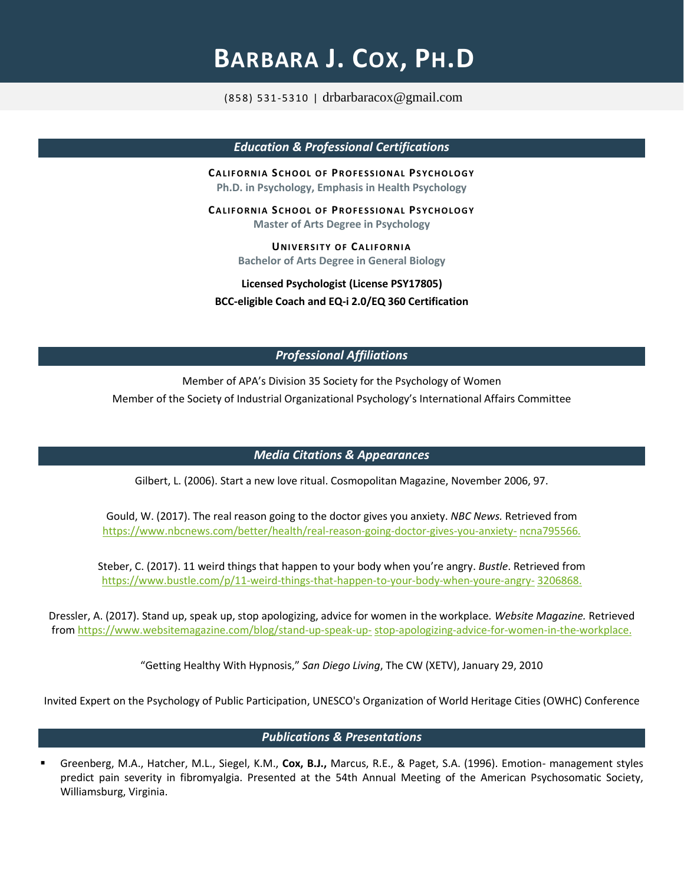# BARBARA J. COX, PH.D

(858) 531-5310 | drbarbaracox@gmail.com

## *Education & Professional Certifications*

**CALIFORNIA SCHOOL OF PROFESSIONAL PSYCHOLOGY**
**Ph.D. in Psychology, Emphasis in Health Psychology**

**CALIFORNIA SCHOOL OF PROFESSIONAL PSYCHOLOGY**
**Master of Arts Degree in Psychology**

**UNIVERSITY OF CALIFORNIA**
**Bachelor of Arts Degree in General Biology**

**Licensed Psychologist (License PSY17805)**

**BCC-eligible Coach and EQ-i 2.0/EQ 360 Certification**

## *Professional Affiliations*

Member of APA's Division 35 Society for the Psychology of Women

Member of the Society of Industrial Organizational Psychology's International Affairs Committee

## *Media Citations & Appearances*

Gilbert, L. (2006). Start a new love ritual. Cosmopolitan Magazine, November 2006, 97.

Gould, W. (2017). The real reason going to the doctor gives you anxiety. *NBC News.* Retrieved from https://www.nbcnews.com/better/health/real-reason-going-doctor-gives-you-anxiety- ncna795566.

Steber, C. (2017). 11 weird things that happen to your body when you're angry. *Bustle*. Retrieved from https://www.bustle.com/p/11-weird-things-that-happen-to-your-body-when-youre-angry- 3206868.

Dressler, A. (2017). Stand up, speak up, stop apologizing, advice for women in the workplace. *Website Magazine.* Retrieved from https://www.websitemagazine.com/blog/stand-up-speak-up- stop-apologizing-advice-for-women-in-the-workplace.

"Getting Healthy With Hypnosis," *San Diego Living*, The CW (XETV), January 29, 2010

Invited Expert on the Psychology of Public Participation, UNESCO's Organization of World Heritage Cities (OWHC) Conference

## *Publications & Presentations*

- Greenberg, M.A., Hatcher, M.L., Siegel, K.M., **Cox, B.J.,** Marcus, R.E., & Paget, S.A. (1996). Emotion- management styles predict pain severity in fibromyalgia. Presented at the 54th Annual Meeting of the American Psychosomatic Society, Williamsburg, Virginia.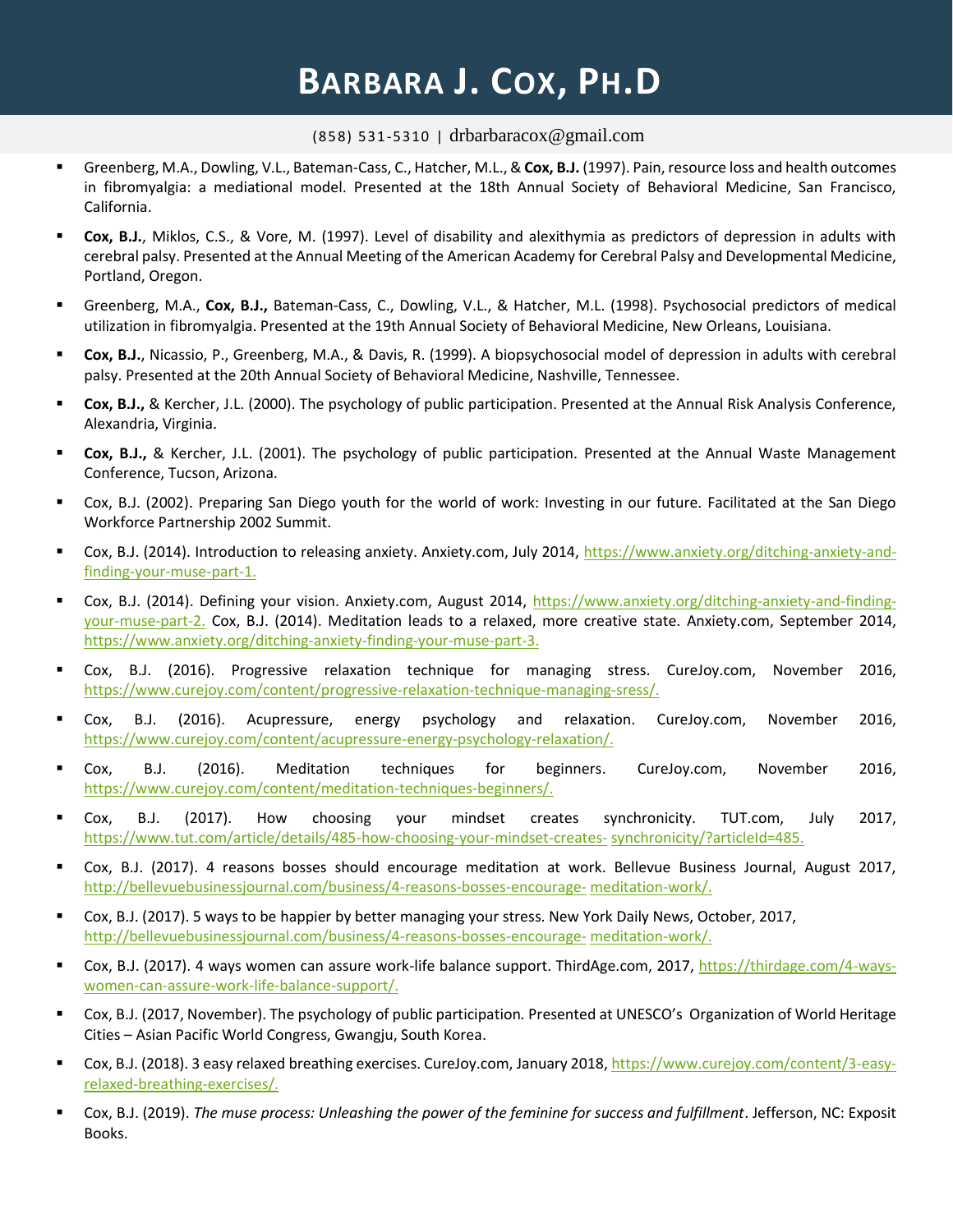# BARBARA J. COX, PH.D

(858) 531-5310 | drbarbaracox@gmail.com

- Greenberg, M.A., Dowling, V.L., Bateman-Cass, C., Hatcher, M.L., & **Cox, B.J.** (1997). Pain, resource loss and health outcomes in fibromyalgia: a mediational model. Presented at the 18th Annual Society of Behavioral Medicine, San Francisco, California.
- **Cox, B.J.**, Miklos, C.S., & Vore, M. (1997). Level of disability and alexithymia as predictors of depression in adults with cerebral palsy. Presented at the Annual Meeting of the American Academy for Cerebral Palsy and Developmental Medicine, Portland, Oregon.
- Greenberg, M.A., **Cox, B.J.,** Bateman-Cass, C., Dowling, V.L., & Hatcher, M.L. (1998). Psychosocial predictors of medical utilization in fibromyalgia. Presented at the 19th Annual Society of Behavioral Medicine, New Orleans, Louisiana.
- **Cox, B.J.**, Nicassio, P., Greenberg, M.A., & Davis, R. (1999). A biopsychosocial model of depression in adults with cerebral palsy. Presented at the 20th Annual Society of Behavioral Medicine, Nashville, Tennessee.
- **Cox, B.J.,** & Kercher, J.L. (2000). The psychology of public participation. Presented at the Annual Risk Analysis Conference, Alexandria, Virginia.
- **Cox, B.J.,** & Kercher, J.L. (2001). The psychology of public participation. Presented at the Annual Waste Management Conference, Tucson, Arizona.
- Cox, B.J. (2002). Preparing San Diego youth for the world of work: Investing in our future. Facilitated at the San Diego Workforce Partnership 2002 Summit.
- Cox, B.J. (2014). Introduction to releasing anxiety. Anxiety.com, July 2014, https://www.anxiety.org/ditching-anxiety-and-finding-your-muse-part-1.
- Cox, B.J. (2014). Defining your vision. Anxiety.com, August 2014, https://www.anxiety.org/ditching-anxiety-and-finding-your-muse-part-2. Cox, B.J. (2014). Meditation leads to a relaxed, more creative state. Anxiety.com, September 2014, https://www.anxiety.org/ditching-anxiety-finding-your-muse-part-3.
- Cox, B.J. (2016). Progressive relaxation technique for managing stress. CureJoy.com, November 2016, https://www.curejoy.com/content/progressive-relaxation-technique-managing-sress/.
- Cox, B.J. (2016). Acupressure, energy psychology and relaxation. CureJoy.com, November 2016, https://www.curejoy.com/content/acupressure-energy-psychology-relaxation/.
- Cox, B.J. (2016). Meditation techniques for beginners. CureJoy.com, November 2016, https://www.curejoy.com/content/meditation-techniques-beginners/.
- Cox, B.J. (2017). How choosing your mindset creates synchronicity. TUT.com, July 2017, https://www.tut.com/article/details/485-how-choosing-your-mindset-creates- synchronicity/?articleId=485.
- Cox, B.J. (2017). 4 reasons bosses should encourage meditation at work. Bellevue Business Journal, August 2017, http://bellevuebusinessjournal.com/business/4-reasons-bosses-encourage- meditation-work/.
- Cox, B.J. (2017). 5 ways to be happier by better managing your stress. New York Daily News, October, 2017, http://bellevuebusinessjournal.com/business/4-reasons-bosses-encourage- meditation-work/.
- Cox, B.J. (2017). 4 ways women can assure work-life balance support. ThirdAge.com, 2017, https://thirdage.com/4-ways-women-can-assure-work-life-balance-support/.
- Cox, B.J. (2017, November). The psychology of public participation. Presented at UNESCO's Organization of World Heritage Cities – Asian Pacific World Congress, Gwangju, South Korea.
- Cox, B.J. (2018). 3 easy relaxed breathing exercises. CureJoy.com, January 2018, https://www.curejoy.com/content/3-easy-relaxed-breathing-exercises/.
- Cox, B.J. (2019). *The muse process: Unleashing the power of the feminine for success and fulfillment*. Jefferson, NC: Exposit Books.